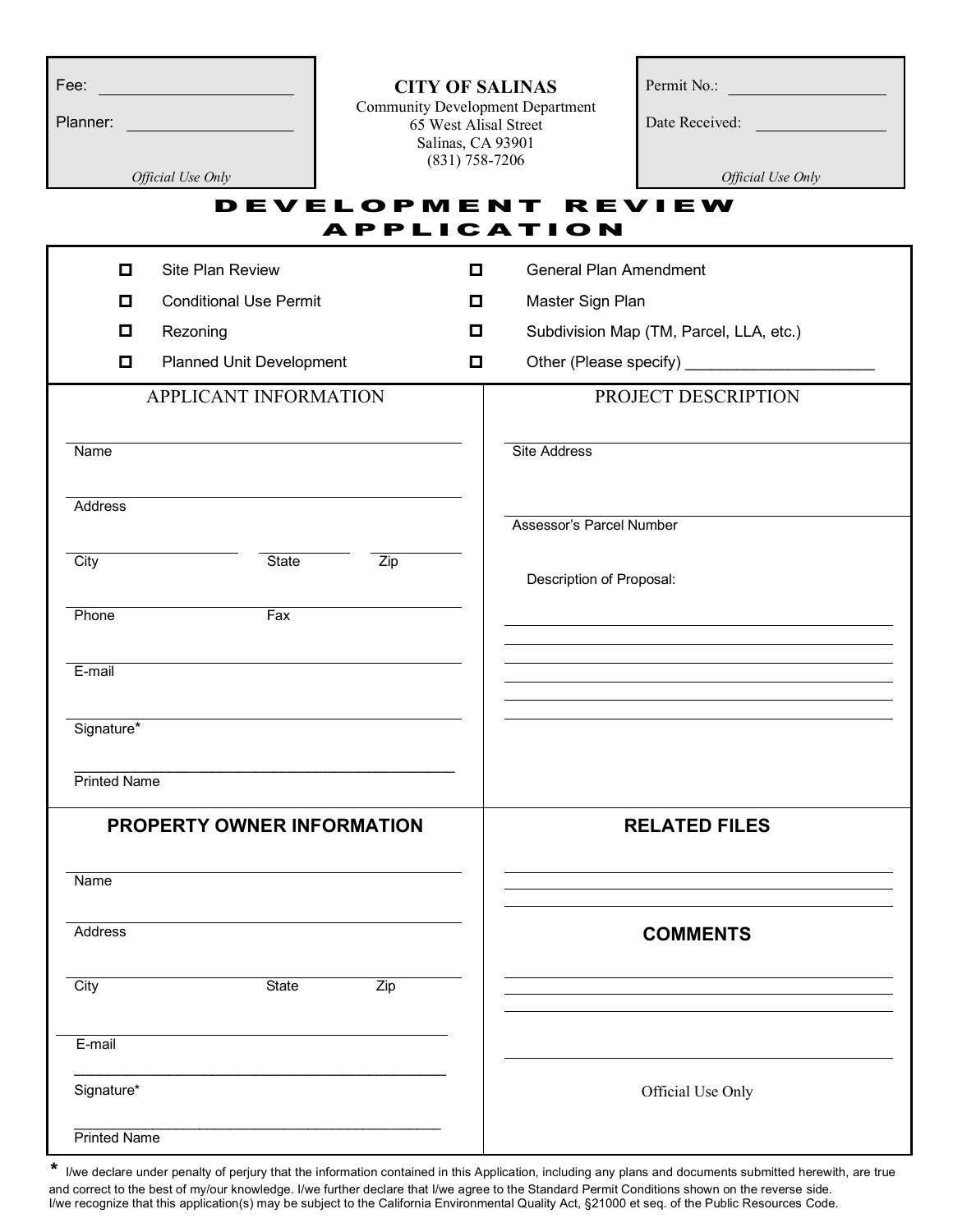Fee: ______________________

Planner: ____________________

*Official Use Only*

**CITY OF SALINAS**

Community Development Department
65 West Alisal Street
Salinas, CA 93901
(831) 758-7206

Permit No.: ____________________

Date Received: ________________

*Official Use Only*

# DEVELOPMENT REVIEW APPLICATION

- ☐ Site Plan Review
- ☐ Conditional Use Permit
- ☐ Rezoning
- ☐ Planned Unit Development
- ☐ General Plan Amendment
- ☐ Master Sign Plan
- ☐ Subdivision Map (TM, Parcel, LLA, etc.)
- ☐ Other (Please specify) ______________________

## APPLICANT INFORMATION

Name: ______________________________

Address: ______________________________

City: ____________ State: ________ Zip: ________

Phone: ____________ Fax: ____________

E-mail: ______________________________

Signature*: ______________________________

Printed Name: ______________________________

## PROJECT DESCRIPTION

Site Address: ______________________________

Assessor's Parcel Number: ______________________________

Description of Proposal:

______________________________
______________________________
______________________________
______________________________
______________________________
______________________________

## PROPERTY OWNER INFORMATION

Name: ______________________________

Address: ______________________________

City: ____________ State: ________ Zip: ________

E-mail: ______________________________

Signature*: ______________________________

Printed Name: ______________________________

## RELATED FILES

______________________________
______________________________
______________________________

## COMMENTS

______________________________
______________________________
______________________________
______________________________

Official Use Only

\* I/we declare under penalty of perjury that the information contained in this Application, including any plans and documents submitted herewith, are true and correct to the best of my/our knowledge. I/we further declare that I/we agree to the Standard Permit Conditions shown on the reverse side. I/we recognize that this application(s) may be subject to the California Environmental Quality Act, §21000 et seq. of the Public Resources Code.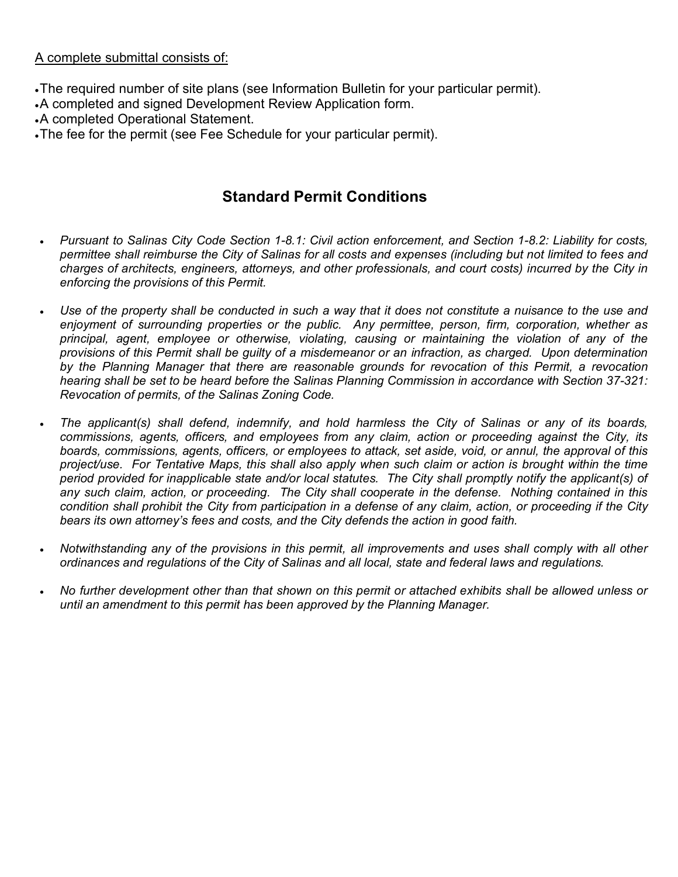A complete submittal consists of:

- The required number of site plans (see Information Bulletin for your particular permit).
- A completed and signed Development Review Application form.
- A completed Operational Statement.
- The fee for the permit (see Fee Schedule for your particular permit).

## Standard Permit Conditions

- *Pursuant to Salinas City Code Section 1-8.1: Civil action enforcement, and Section 1-8.2: Liability for costs, permittee shall reimburse the City of Salinas for all costs and expenses (including but not limited to fees and charges of architects, engineers, attorneys, and other professionals, and court costs) incurred by the City in enforcing the provisions of this Permit.*

- *Use of the property shall be conducted in such a way that it does not constitute a nuisance to the use and enjoyment of surrounding properties or the public. Any permittee, person, firm, corporation, whether as principal, agent, employee or otherwise, violating, causing or maintaining the violation of any of the provisions of this Permit shall be guilty of a misdemeanor or an infraction, as charged. Upon determination by the Planning Manager that there are reasonable grounds for revocation of this Permit, a revocation hearing shall be set to be heard before the Salinas Planning Commission in accordance with Section 37-321: Revocation of permits, of the Salinas Zoning Code.*

- *The applicant(s) shall defend, indemnify, and hold harmless the City of Salinas or any of its boards, commissions, agents, officers, and employees from any claim, action or proceeding against the City, its boards, commissions, agents, officers, or employees to attack, set aside, void, or annul, the approval of this project/use. For Tentative Maps, this shall also apply when such claim or action is brought within the time period provided for inapplicable state and/or local statutes. The City shall promptly notify the applicant(s) of any such claim, action, or proceeding. The City shall cooperate in the defense. Nothing contained in this condition shall prohibit the City from participation in a defense of any claim, action, or proceeding if the City bears its own attorney's fees and costs, and the City defends the action in good faith.*

- *Notwithstanding any of the provisions in this permit, all improvements and uses shall comply with all other ordinances and regulations of the City of Salinas and all local, state and federal laws and regulations.*

- *No further development other than that shown on this permit or attached exhibits shall be allowed unless or until an amendment to this permit has been approved by the Planning Manager.*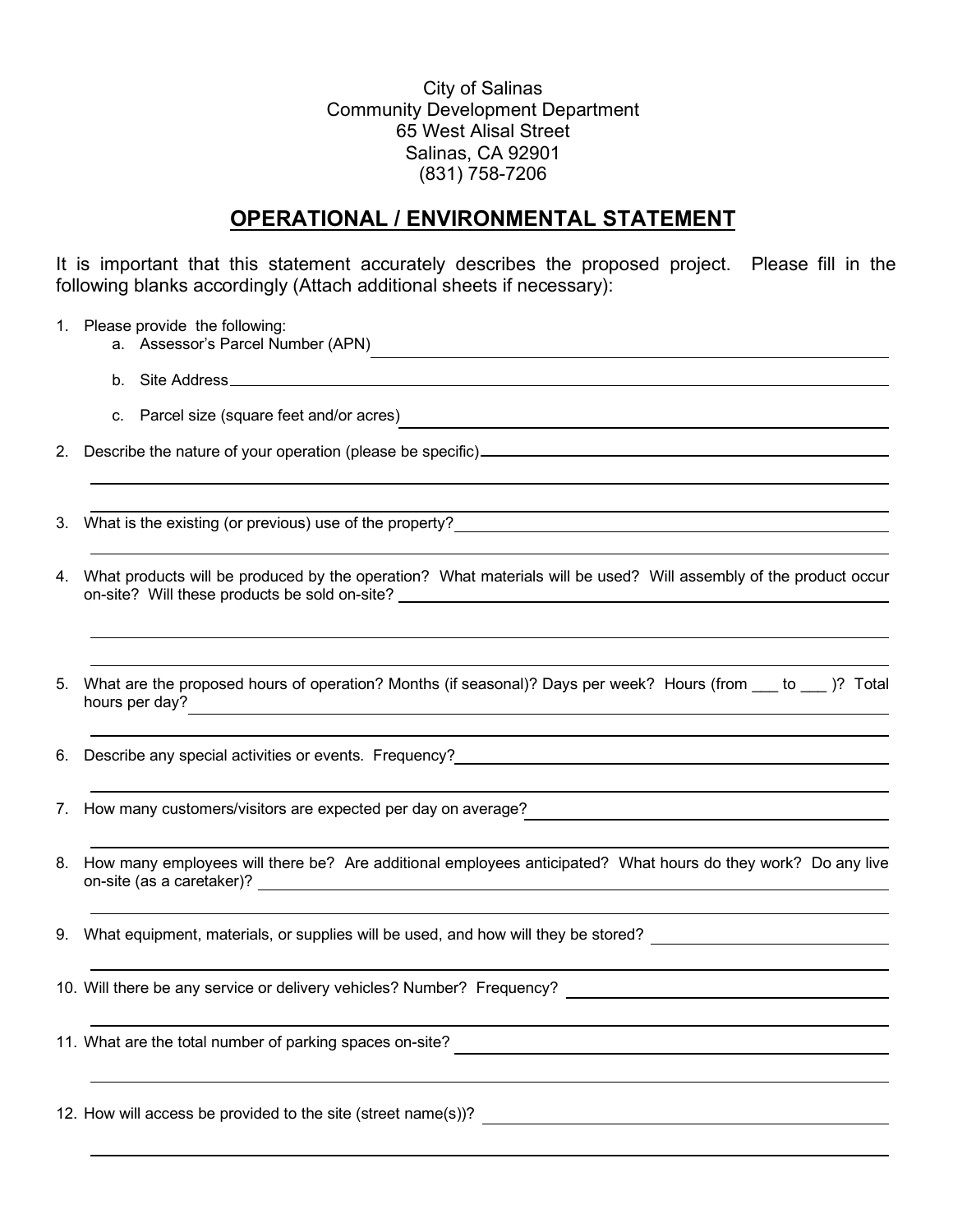City of Salinas
Community Development Department
65 West Alisal Street
Salinas, CA 92901
(831) 758-7206

## OPERATIONAL / ENVIRONMENTAL STATEMENT

It is important that this statement accurately describes the proposed project. Please fill in the following blanks accordingly (Attach additional sheets if necessary):

1. Please provide the following:
   a. Assessor's Parcel Number (APN) ____________________
   b. Site Address ____________________
   c. Parcel size (square feet and/or acres) ____________________
2. Describe the nature of your operation (please be specific) ____________________
3. What is the existing (or previous) use of the property? ____________________
4. What products will be produced by the operation? What materials will be used? Will assembly of the product occur on-site? Will these products be sold on-site? ____________________
5. What are the proposed hours of operation? Months (if seasonal)? Days per week? Hours (from ___ to ___ )? Total hours per day? ____________________
6. Describe any special activities or events. Frequency? ____________________
7. How many customers/visitors are expected per day on average? ____________________
8. How many employees will there be? Are additional employees anticipated? What hours do they work? Do any live on-site (as a caretaker)? ____________________
9. What equipment, materials, or supplies will be used, and how will they be stored? ____________________
10. Will there be any service or delivery vehicles? Number? Frequency? ____________________
11. What are the total number of parking spaces on-site? ____________________
12. How will access be provided to the site (street name(s))? ____________________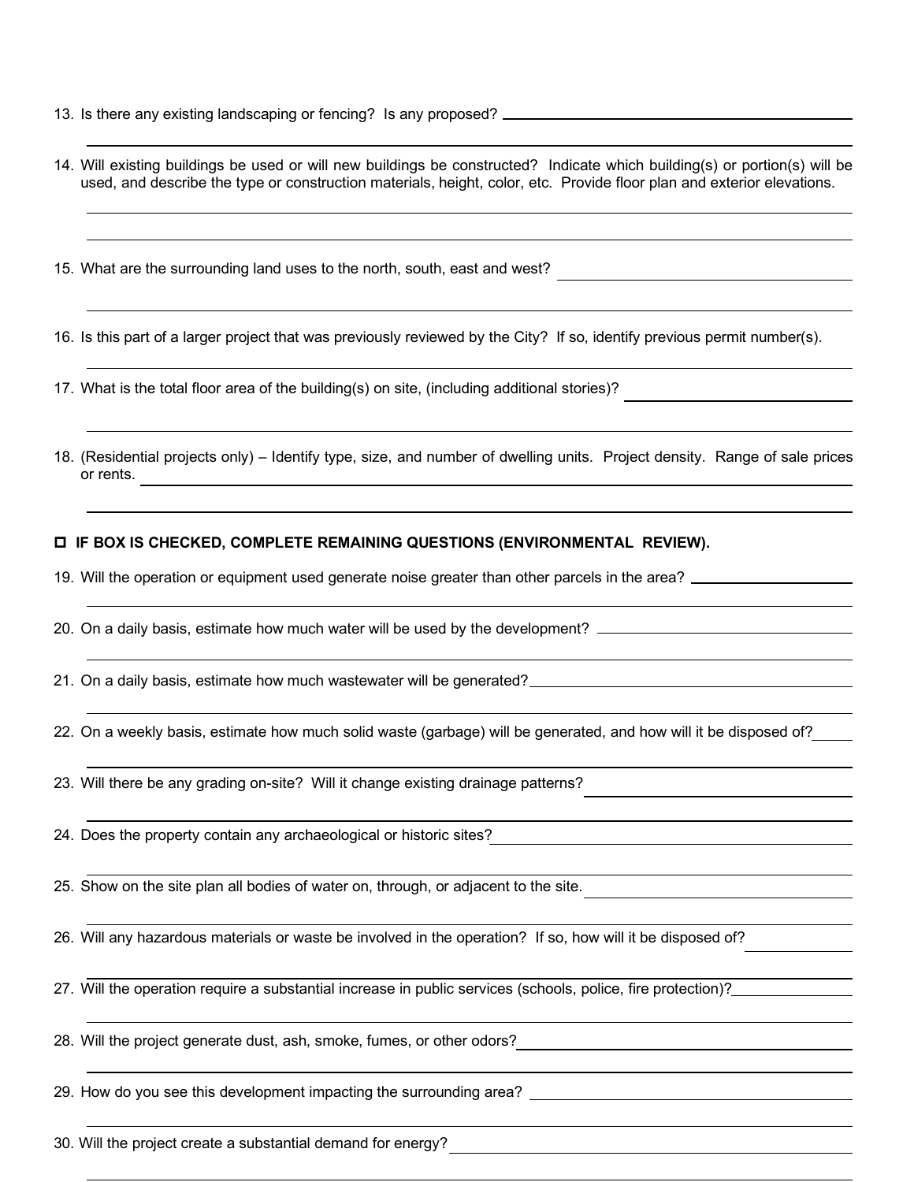13. Is there any existing landscaping or fencing? Is any proposed?

14. Will existing buildings be used or will new buildings be constructed? Indicate which building(s) or portion(s) will be used, and describe the type or construction materials, height, color, etc. Provide floor plan and exterior elevations.

15. What are the surrounding land uses to the north, south, east and west?

16. Is this part of a larger project that was previously reviewed by the City? If so, identify previous permit number(s).

17. What is the total floor area of the building(s) on site, (including additional stories)?

18. (Residential projects only) – Identify type, size, and number of dwelling units. Project density. Range of sale prices or rents.

☐ **IF BOX IS CHECKED, COMPLETE REMAINING QUESTIONS (ENVIRONMENTAL REVIEW).**

19. Will the operation or equipment used generate noise greater than other parcels in the area?

20. On a daily basis, estimate how much water will be used by the development?

21. On a daily basis, estimate how much wastewater will be generated?

22. On a weekly basis, estimate how much solid waste (garbage) will be generated, and how will it be disposed of?

23. Will there be any grading on-site? Will it change existing drainage patterns?

24. Does the property contain any archaeological or historic sites?

25. Show on the site plan all bodies of water on, through, or adjacent to the site.

26. Will any hazardous materials or waste be involved in the operation? If so, how will it be disposed of?

27. Will the operation require a substantial increase in public services (schools, police, fire protection)?

28. Will the project generate dust, ash, smoke, fumes, or other odors?

29. How do you see this development impacting the surrounding area?

30. Will the project create a substantial demand for energy?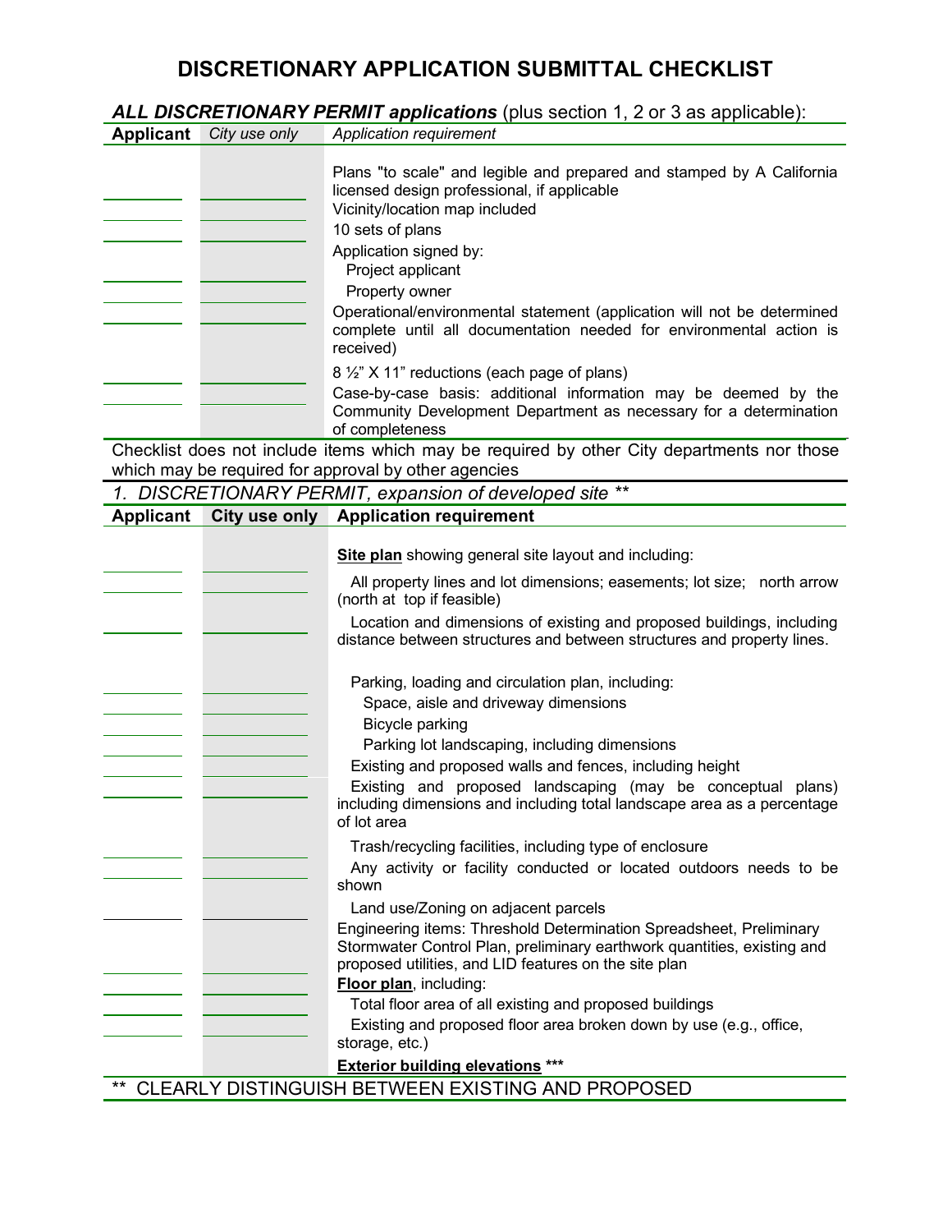# DISCRETIONARY APPLICATION SUBMITTAL CHECKLIST

***ALL DISCRETIONARY PERMIT applications*** (plus section 1, 2 or 3 as applicable):

| Applicant | *City use only* | *Application requirement* |
|---|---|---|
| | | Plans "to scale" and legible and prepared and stamped by A California licensed design professional, if applicable |
| | | Vicinity/location map included |
| | | 10 sets of plans |
| | | Application signed by: |
| | | Project applicant |
| | | Property owner |
| | | Operational/environmental statement (application will not be determined complete until all documentation needed for environmental action is received) |
| | | 8 ½" X 11" reductions (each page of plans) |
| | | Case-by-case basis: additional information may be deemed by the Community Development Department as necessary for a determination of completeness |

Checklist does not include items which may be required by other City departments nor those which may be required for approval by other agencies

*1. DISCRETIONARY PERMIT, expansion of developed site* **

| Applicant | City use only | Application requirement |
|---|---|---|
| | | **Site plan** showing general site layout and including: |
| | | All property lines and lot dimensions; easements; lot size; north arrow (north at top if feasible) |
| | | Location and dimensions of existing and proposed buildings, including distance between structures and between structures and property lines. |
| | | Parking, loading and circulation plan, including: |
| | | Space, aisle and driveway dimensions |
| | | Bicycle parking |
| | | Parking lot landscaping, including dimensions |
| | | Existing and proposed walls and fences, including height |
| | | Existing and proposed landscaping (may be conceptual plans) including dimensions and including total landscape area as a percentage of lot area |
| | | Trash/recycling facilities, including type of enclosure |
| | | Any activity or facility conducted or located outdoors needs to be shown |
| | | Land use/Zoning on adjacent parcels |
| | | Engineering items: Threshold Determination Spreadsheet, Preliminary Stormwater Control Plan, preliminary earthwork quantities, existing and proposed utilities, and LID features on the site plan |
| | | **Floor plan**, including: |
| | | Total floor area of all existing and proposed buildings |
| | | Existing and proposed floor area broken down by use (e.g., office, storage, etc.) |
| | | **Exterior building elevations** *** |

** CLEARLY DISTINGUISH BETWEEN EXISTING AND PROPOSED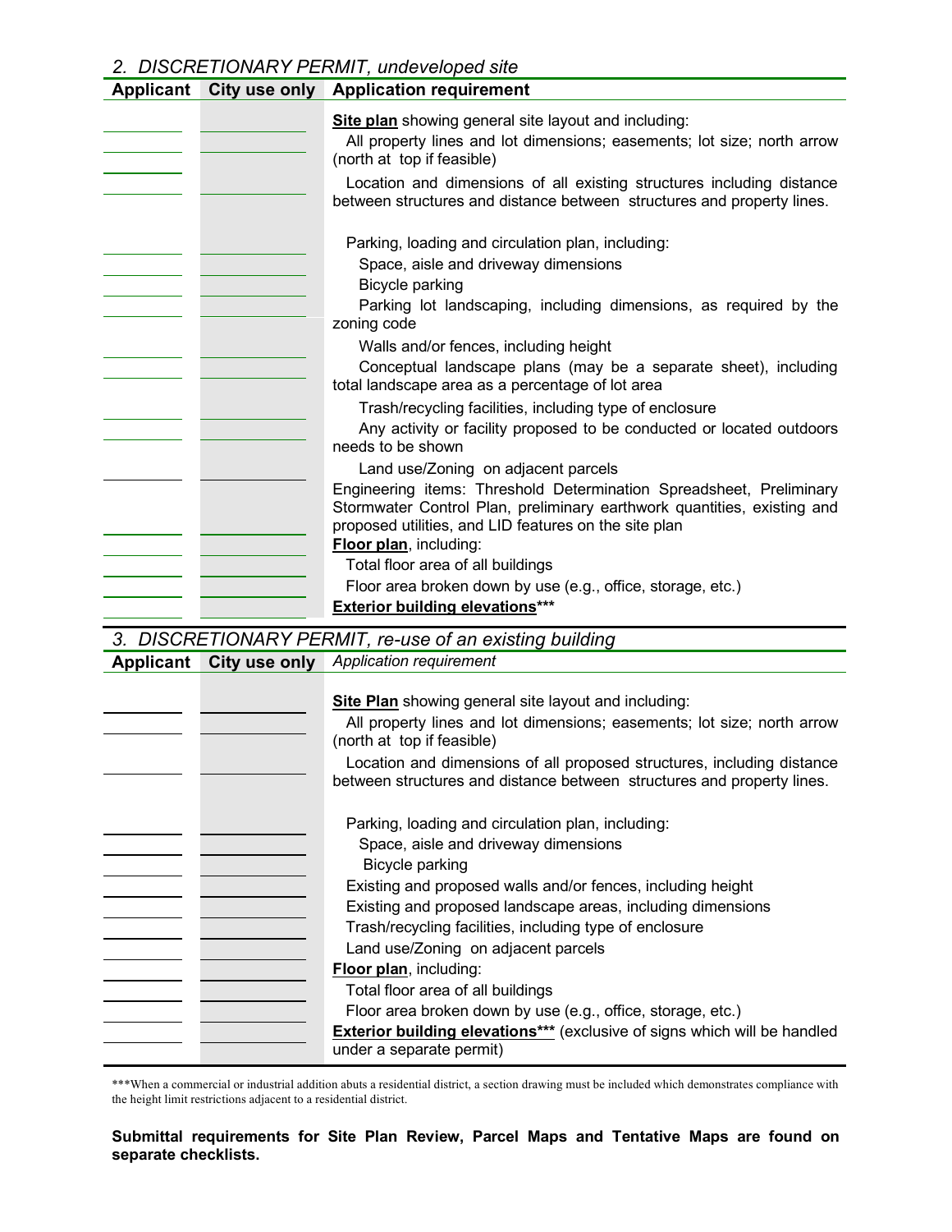## 2. DISCRETIONARY PERMIT, undeveloped site

| Applicant | City use only | Application requirement |
|---|---|---|
| | | **Site plan** showing general site layout and including: |
| | | All property lines and lot dimensions; easements; lot size; north arrow (north at top if feasible) |
| | | Location and dimensions of all existing structures including distance between structures and distance between structures and property lines. |
| | | Parking, loading and circulation plan, including: |
| | | Space, aisle and driveway dimensions |
| | | Bicycle parking |
| | | Parking lot landscaping, including dimensions, as required by the zoning code |
| | | Walls and/or fences, including height |
| | | Conceptual landscape plans (may be a separate sheet), including total landscape area as a percentage of lot area |
| | | Trash/recycling facilities, including type of enclosure |
| | | Any activity or facility proposed to be conducted or located outdoors needs to be shown |
| | | Land use/Zoning on adjacent parcels |
| | | Engineering items: Threshold Determination Spreadsheet, Preliminary Stormwater Control Plan, preliminary earthwork quantities, existing and proposed utilities, and LID features on the site plan |
| | | **Floor plan**, including: |
| | | Total floor area of all buildings |
| | | Floor area broken down by use (e.g., office, storage, etc.) |
| | | **Exterior building elevations***** |

## 3. DISCRETIONARY PERMIT, re-use of an existing building

| Applicant | City use only | *Application requirement* |
|---|---|---|
| | | **Site Plan** showing general site layout and including: |
| | | All property lines and lot dimensions; easements; lot size; north arrow (north at top if feasible) |
| | | Location and dimensions of all proposed structures, including distance between structures and distance between structures and property lines. |
| | | Parking, loading and circulation plan, including: |
| | | Space, aisle and driveway dimensions |
| | | Bicycle parking |
| | | Existing and proposed walls and/or fences, including height |
| | | Existing and proposed landscape areas, including dimensions |
| | | Trash/recycling facilities, including type of enclosure |
| | | Land use/Zoning on adjacent parcels |
| | | **Floor plan**, including: |
| | | Total floor area of all buildings |
| | | Floor area broken down by use (e.g., office, storage, etc.) |
| | | **Exterior building elevations***** (exclusive of signs which will be handled under a separate permit) |

***When a commercial or industrial addition abuts a residential district, a section drawing must be included which demonstrates compliance with the height limit restrictions adjacent to a residential district.

**Submittal requirements for Site Plan Review, Parcel Maps and Tentative Maps are found on separate checklists.**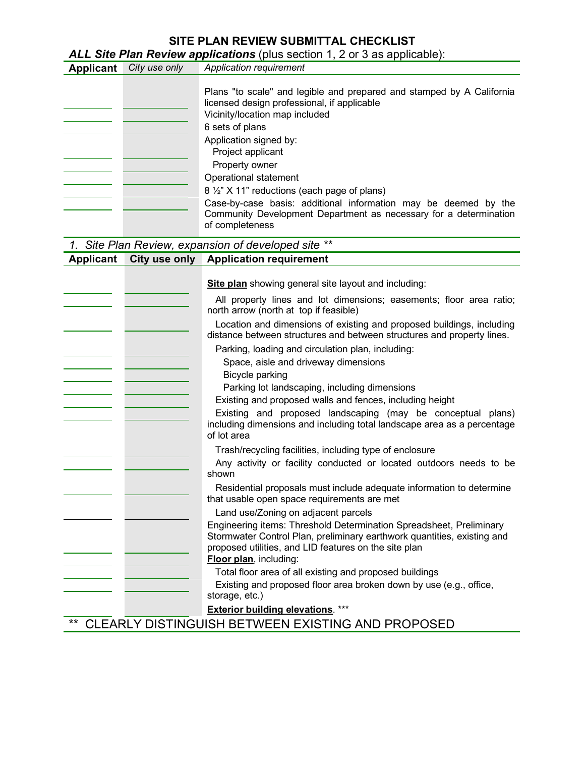# SITE PLAN REVIEW SUBMITTAL CHECKLIST

***ALL Site Plan Review applications*** (plus section 1, 2 or 3 as applicable):

| Applicant | *City use only* | *Application requirement* |
| --- | --- | --- |
| ______ | ______ | Plans "to scale" and legible and prepared and stamped by A California licensed design professional, if applicable |
| ______ | ______ | Vicinity/location map included |
| ______ | ______ | 6 sets of plans |
| | | Application signed by: |
| ______ | ______ | Project applicant |
| ______ | ______ | Property owner |
| ______ | ______ | Operational statement |
| ______ | ______ | 8 ½" X 11" reductions (each page of plans) |
| ______ | ______ | Case-by-case basis: additional information may be deemed by the Community Development Department as necessary for a determination of completeness |

*1. Site Plan Review, expansion of developed site \*\**

| Applicant | City use only | Application requirement |
| --- | --- | --- |
| | | **Site plan** showing general site layout and including: |
| ______ | ______ | All property lines and lot dimensions; easements; floor area ratio; north arrow (north at top if feasible) |
| ______ | ______ | Location and dimensions of existing and proposed buildings, including distance between structures and between structures and property lines. |
| | | Parking, loading and circulation plan, including: |
| ______ | ______ | Space, aisle and driveway dimensions |
| ______ | ______ | Bicycle parking |
| ______ | ______ | Parking lot landscaping, including dimensions |
| ______ | ______ | Existing and proposed walls and fences, including height |
| ______ | ______ | Existing and proposed landscaping (may be conceptual plans) including dimensions and including total landscape area as a percentage of lot area |
| ______ | ______ | Trash/recycling facilities, including type of enclosure |
| ______ | ______ | Any activity or facility conducted or located outdoors needs to be shown |
| ______ | ______ | Residential proposals must include adequate information to determine that usable open space requirements are met |
| ______ | ______ | Land use/Zoning on adjacent parcels |
| ______ | ______ | Engineering items: Threshold Determination Spreadsheet, Preliminary Stormwater Control Plan, preliminary earthwork quantities, existing and proposed utilities, and LID features on the site plan |
| | | **Floor plan**, including: |
| ______ | ______ | Total floor area of all existing and proposed buildings |
| ______ | ______ | Existing and proposed floor area broken down by use (e.g., office, storage, etc.) |
| ______ | ______ | **Exterior building elevations**. \*\*\* |

\*\* CLEARLY DISTINGUISH BETWEEN EXISTING AND PROPOSED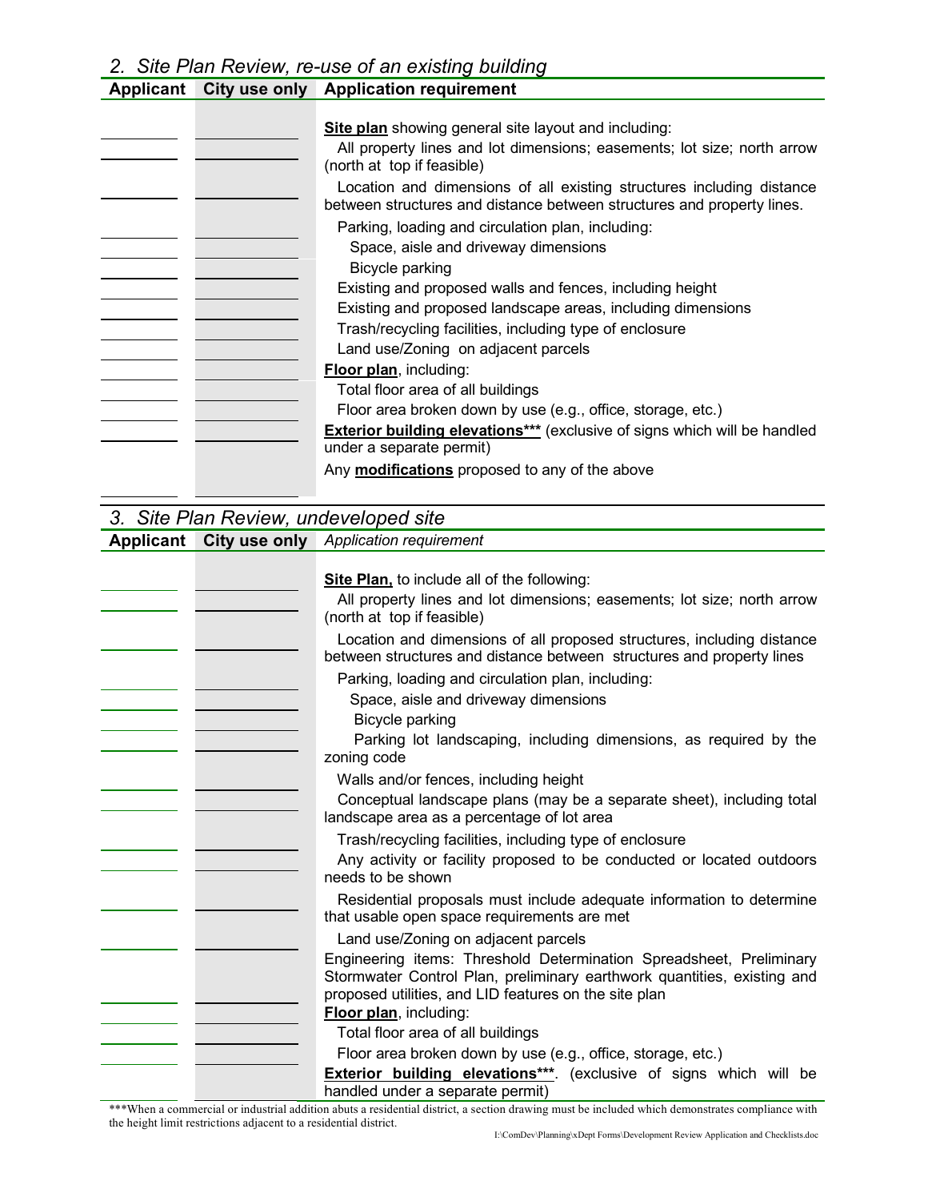## *2. Site Plan Review, re-use of an existing building*

| Applicant | City use only | Application requirement |
|---|---|---|
| | | **Site plan** showing general site layout and including: |
| | | All property lines and lot dimensions; easements; lot size; north arrow (north at top if feasible) |
| | | Location and dimensions of all existing structures including distance between structures and distance between structures and property lines. |
| | | Parking, loading and circulation plan, including: |
| | | Space, aisle and driveway dimensions |
| | | Bicycle parking |
| | | Existing and proposed walls and fences, including height |
| | | Existing and proposed landscape areas, including dimensions |
| | | Trash/recycling facilities, including type of enclosure |
| | | Land use/Zoning on adjacent parcels |
| | | **Floor plan**, including: |
| | | Total floor area of all buildings |
| | | Floor area broken down by use (e.g., office, storage, etc.) |
| | | **Exterior building elevations***** (exclusive of signs which will be handled under a separate permit) |
| | | Any **modifications** proposed to any of the above |

## *3. Site Plan Review, undeveloped site*

| Applicant | City use only | *Application requirement* |
|---|---|---|
| | | **Site Plan,** to include all of the following: |
| | | All property lines and lot dimensions; easements; lot size; north arrow (north at top if feasible) |
| | | Location and dimensions of all proposed structures, including distance between structures and distance between structures and property lines |
| | | Parking, loading and circulation plan, including: |
| | | Space, aisle and driveway dimensions |
| | | Bicycle parking |
| | | Parking lot landscaping, including dimensions, as required by the zoning code |
| | | Walls and/or fences, including height |
| | | Conceptual landscape plans (may be a separate sheet), including total landscape area as a percentage of lot area |
| | | Trash/recycling facilities, including type of enclosure |
| | | Any activity or facility proposed to be conducted or located outdoors needs to be shown |
| | | Residential proposals must include adequate information to determine that usable open space requirements are met |
| | | Land use/Zoning on adjacent parcels |
| | | Engineering items: Threshold Determination Spreadsheet, Preliminary Stormwater Control Plan, preliminary earthwork quantities, existing and proposed utilities, and LID features on the site plan |
| | | **Floor plan**, including: |
| | | Total floor area of all buildings |
| | | Floor area broken down by use (e.g., office, storage, etc.) |
| | | **Exterior building elevations*****. (exclusive of signs which will be handled under a separate permit) |

***When a commercial or industrial addition abuts a residential district, a section drawing must be included which demonstrates compliance with the height limit restrictions adjacent to a residential district.

I:\ComDev\Planning\xDept Forms\Development Review Application and Checklists.doc